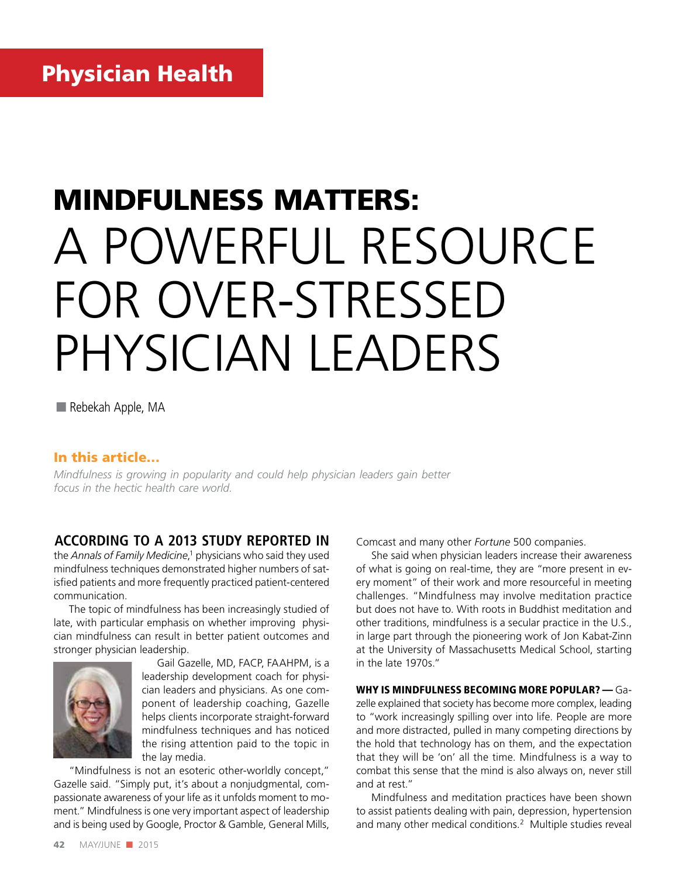Physician Health

# MINDFULNESS MATTERS: A POWERFUL RESOURCE FOR OVER-STRESSED PHYSICIAN LEADERS

Rebekah Apple, MA

### In this article…

*Mindfulness is growing in popularity and could help physician leaders gain better focus in the hectic health care world.*

**ACCORDING TO A 2013 STUDY REPORTED IN** the *Annals of Family Medicine*,[1] physicians who said they used mindfulness techniques demonstrated higher numbers of satisfied patients and more frequently practiced patient-centered communication.

The topic of mindfulness has been increasingly studied of late, with particular emphasis on whether improving physician mindfulness can result in better patient outcomes and stronger physician leadership.

Gail Gazelle, MD, FACP, FAAHPM, is a leadership development coach for physician leaders and physicians. As one component of leadership coaching, Gazelle helps clients incorporate straight-forward mindfulness techniques and has noticed the rising attention paid to the topic in the lay media.

"Mindfulness is not an esoteric other-worldly concept," Gazelle said. "Simply put, it's about a nonjudgmental, compassionate awareness of your life as it unfolds moment to moment." Mindfulness is one very important aspect of leadership and is being used by Google, Proctor & Gamble, General Mills, Comcast and many other *Fortune* 500 companies.

She said when physician leaders increase their awareness of what is going on real-time, they are "more present in every moment" of their work and more resourceful in meeting challenges. "Mindfulness may involve meditation practice but does not have to. With roots in Buddhist meditation and other traditions, mindfulness is a secular practice in the U.S., in large part through the pioneering work of Jon Kabat-Zinn at the University of Massachusetts Medical School, starting in the late 1970s."

**WHY IS MINDFULNESS BECOMING MORE POPULAR? —** Gazelle explained that society has become more complex, leading to "work increasingly spilling over into life. People are more and more distracted, pulled in many competing directions by the hold that technology has on them, and the expectation that they will be 'on' all the time. Mindfulness is a way to combat this sense that the mind is also always on, never still and at rest."

Mindfulness and meditation practices have been shown to assist patients dealing with pain, depression, hypertension and many other medical conditions.[2] Multiple studies reveal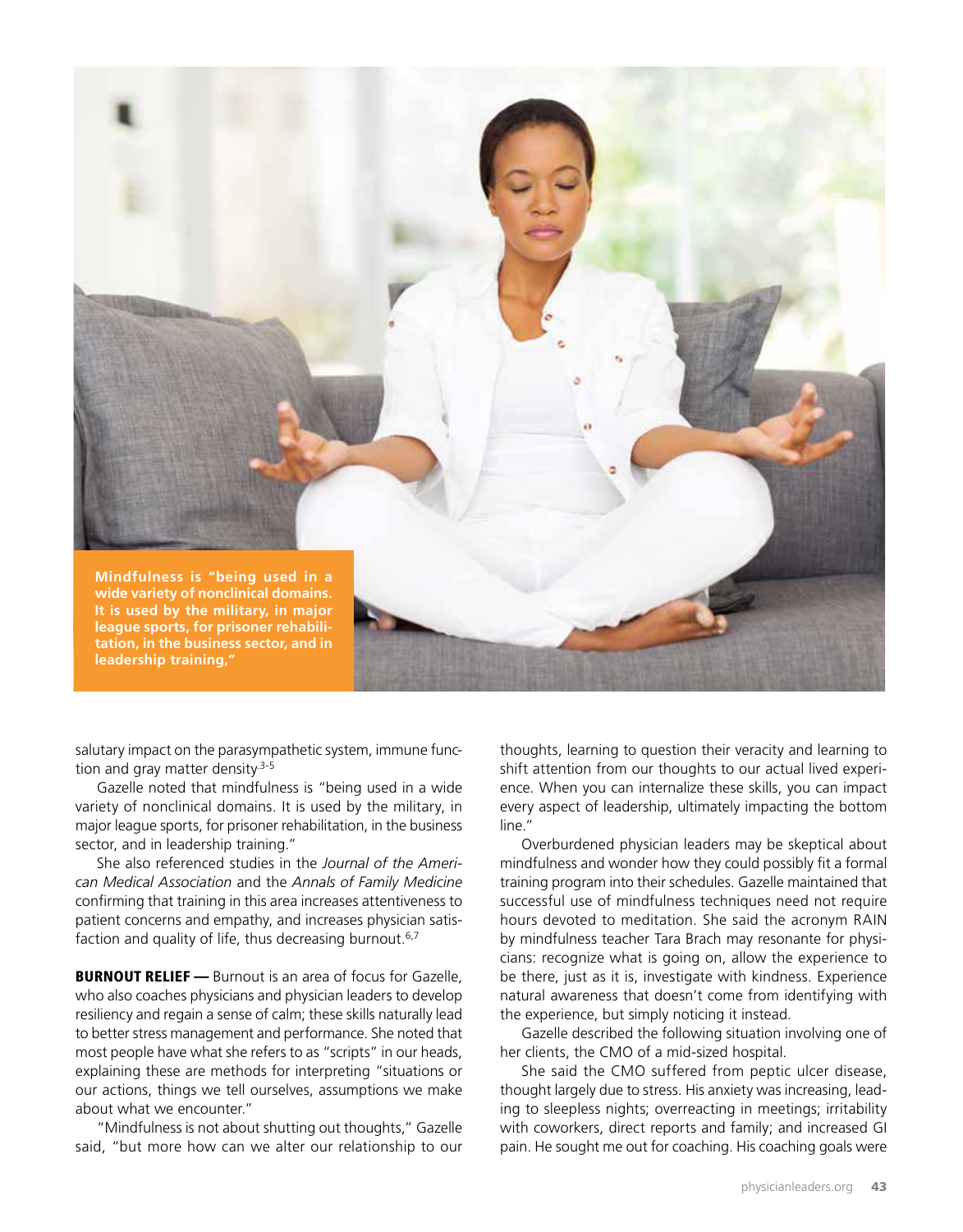Mindfulness is "being used in a wide variety of nonclinical domains. It is used by the military, in major league sports, for prisoner rehabilitation, in the business sector, and in leadership training,"

salutary impact on the parasympathetic system, immune function and gray matter density.[3-5]

Gazelle noted that mindfulness is "being used in a wide variety of nonclinical domains. It is used by the military, in major league sports, for prisoner rehabilitation, in the business sector, and in leadership training."

She also referenced studies in the *Journal of the American Medical Association* and the *Annals of Family Medicine* confirming that training in this area increases attentiveness to patient concerns and empathy, and increases physician satisfaction and quality of life, thus decreasing burnout.[6,7]

**BURNOUT RELIEF —** Burnout is an area of focus for Gazelle, who also coaches physicians and physician leaders to develop resiliency and regain a sense of calm; these skills naturally lead to better stress management and performance. She noted that most people have what she refers to as "scripts" in our heads, explaining these are methods for interpreting "situations or our actions, things we tell ourselves, assumptions we make about what we encounter."

"Mindfulness is not about shutting out thoughts," Gazelle said, "but more how can we alter our relationship to our thoughts, learning to question their veracity and learning to shift attention from our thoughts to our actual lived experience. When you can internalize these skills, you can impact every aspect of leadership, ultimately impacting the bottom line."

Overburdened physician leaders may be skeptical about mindfulness and wonder how they could possibly fit a formal training program into their schedules. Gazelle maintained that successful use of mindfulness techniques need not require hours devoted to meditation. She said the acronym RAIN by mindfulness teacher Tara Brach may resonante for physicians: recognize what is going on, allow the experience to be there, just as it is, investigate with kindness. Experience natural awareness that doesn't come from identifying with the experience, but simply noticing it instead.

Gazelle described the following situation involving one of her clients, the CMO of a mid-sized hospital.

She said the CMO suffered from peptic ulcer disease, thought largely due to stress. His anxiety was increasing, leading to sleepless nights; overreacting in meetings; irritability with coworkers, direct reports and family; and increased GI pain. He sought me out for coaching. His coaching goals were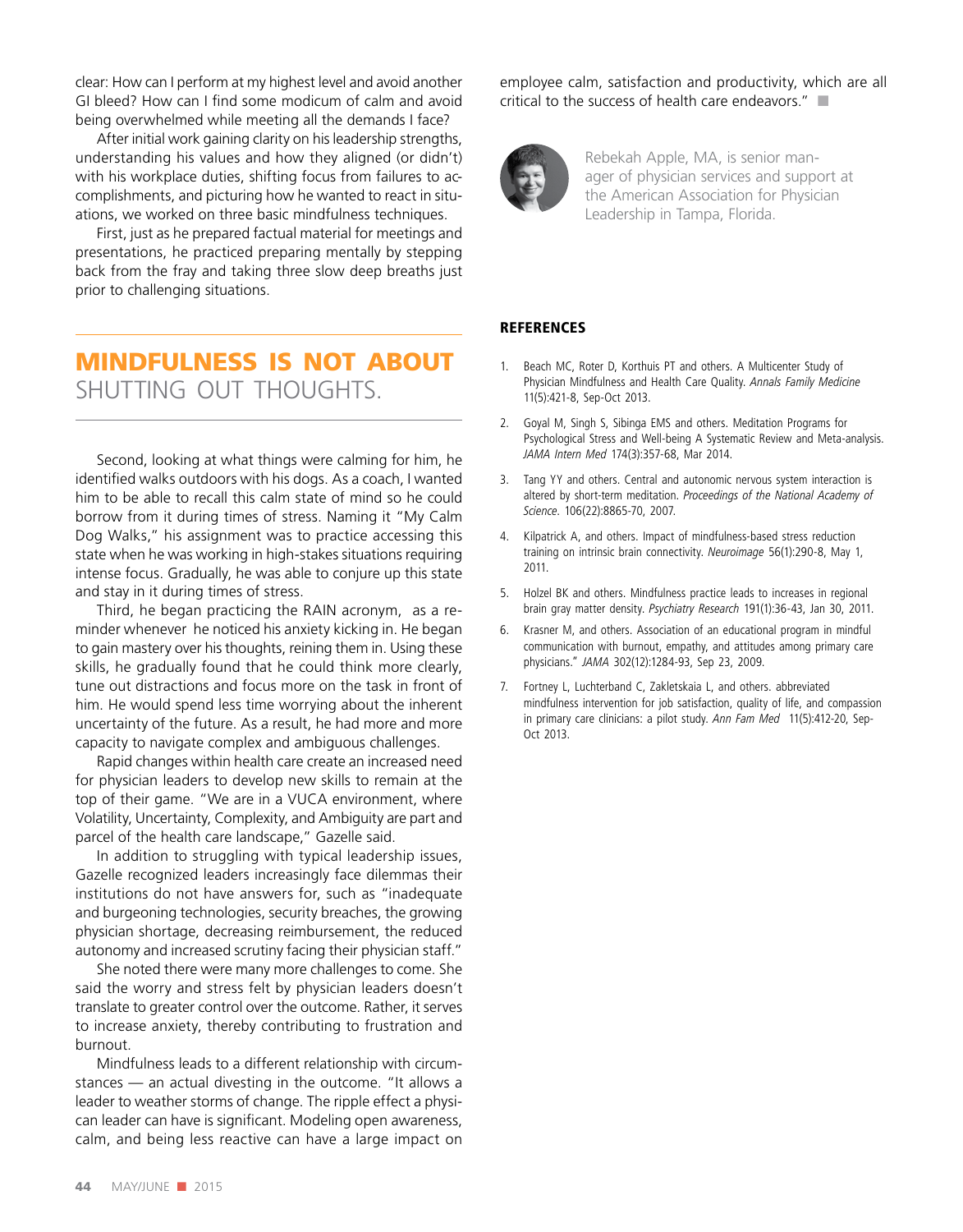clear: How can I perform at my highest level and avoid another GI bleed? How can I find some modicum of calm and avoid being overwhelmed while meeting all the demands I face?

After initial work gaining clarity on his leadership strengths, understanding his values and how they aligned (or didn't) with his workplace duties, shifting focus from failures to accomplishments, and picturing how he wanted to react in situations, we worked on three basic mindfulness techniques.

First, just as he prepared factual material for meetings and presentations, he practiced preparing mentally by stepping back from the fray and taking three slow deep breaths just prior to challenging situations.

## MINDFULNESS IS NOT ABOUT SHUTTING OUT THOUGHTS.

Second, looking at what things were calming for him, he identified walks outdoors with his dogs. As a coach, I wanted him to be able to recall this calm state of mind so he could borrow from it during times of stress. Naming it "My Calm Dog Walks," his assignment was to practice accessing this state when he was working in high-stakes situations requiring intense focus. Gradually, he was able to conjure up this state and stay in it during times of stress.

Third, he began practicing the RAIN acronym, as a reminder whenever he noticed his anxiety kicking in. He began to gain mastery over his thoughts, reining them in. Using these skills, he gradually found that he could think more clearly, tune out distractions and focus more on the task in front of him. He would spend less time worrying about the inherent uncertainty of the future. As a result, he had more and more capacity to navigate complex and ambiguous challenges.

Rapid changes within health care create an increased need for physician leaders to develop new skills to remain at the top of their game. "We are in a VUCA environment, where Volatility, Uncertainty, Complexity, and Ambiguity are part and parcel of the health care landscape," Gazelle said.

In addition to struggling with typical leadership issues, Gazelle recognized leaders increasingly face dilemmas their institutions do not have answers for, such as "inadequate and burgeoning technologies, security breaches, the growing physician shortage, decreasing reimbursement, the reduced autonomy and increased scrutiny facing their physician staff."

She noted there were many more challenges to come. She said the worry and stress felt by physician leaders doesn't translate to greater control over the outcome. Rather, it serves to increase anxiety, thereby contributing to frustration and burnout.

Mindfulness leads to a different relationship with circumstances — an actual divesting in the outcome. "It allows a leader to weather storms of change. The ripple effect a physican leader can have is significant. Modeling open awareness, calm, and being less reactive can have a large impact on employee calm, satisfaction and productivity, which are all critical to the success of health care endeavors."

Rebekah Apple, MA, is senior manager of physician services and support at the American Association for Physician Leadership in Tampa, Florida.

### REFERENCES

1. Beach MC, Roter D, Korthuis PT and others. A Multicenter Study of Physician Mindfulness and Health Care Quality. *Annals Family Medicine* 11(5):421-8, Sep-Oct 2013.
2. Goyal M, Singh S, Sibinga EMS and others. Meditation Programs for Psychological Stress and Well-being A Systematic Review and Meta-analysis. *JAMA Intern Med* 174(3):357-68, Mar 2014.
3. Tang YY and others. Central and autonomic nervous system interaction is altered by short-term meditation. *Proceedings of the National Academy of Science*. 106(22):8865-70, 2007.
4. Kilpatrick A, and others. Impact of mindfulness-based stress reduction training on intrinsic brain connectivity. *Neuroimage* 56(1):290-8, May 1, 2011.
5. Holzel BK and others. Mindfulness practice leads to increases in regional brain gray matter density. *Psychiatry Research* 191(1):36-43, Jan 30, 2011.
6. Krasner M, and others. Association of an educational program in mindful communication with burnout, empathy, and attitudes among primary care physicians." *JAMA* 302(12):1284-93, Sep 23, 2009.
7. Fortney L, Luchterband C, Zakletskaia L, and others. abbreviated mindfulness intervention for job satisfaction, quality of life, and compassion in primary care clinicians: a pilot study. *Ann Fam Med* 11(5):412-20, Sep-Oct 2013.